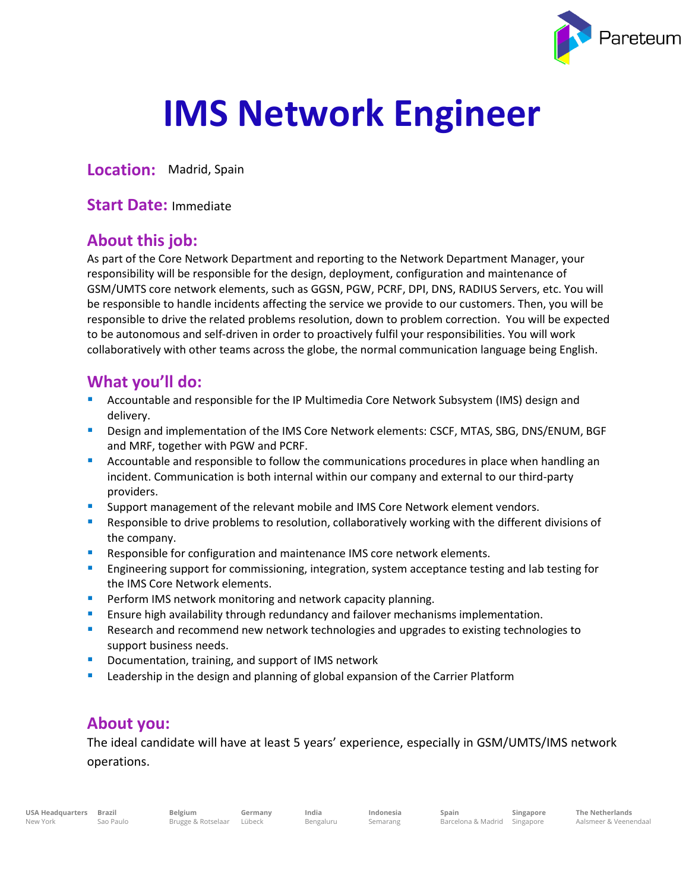# IMS Network Engineer

**Location:** Madrid, Spain

**Start Date:** Immediate

## About this job:

As part of the Core Network Department and reporting to the Network Department Manager, your responsibility will be responsible for the design, deployment, configuration and maintenance of GSM/UMTS core network elements, such as GGSN, PGW, PCRF, DPI, DNS, RADIUS Servers, etc. You will be responsible to handle incidents affecting the service we provide to our customers. Then, you will be responsible to drive the related problems resolution, down to problem correction. You will be expected to be autonomous and self-driven in order to proactively fulfil your responsibilities. You will work collaboratively with other teams across the globe, the normal communication language being English.

## What you'll do:

- Accountable and responsible for the IP Multimedia Core Network Subsystem (IMS) design and delivery.
- Design and implementation of the IMS Core Network elements: CSCF, MTAS, SBG, DNS/ENUM, BGF and MRF, together with PGW and PCRF.
- Accountable and responsible to follow the communications procedures in place when handling an incident. Communication is both internal within our company and external to our third-party providers.
- Support management of the relevant mobile and IMS Core Network element vendors.
- Responsible to drive problems to resolution, collaboratively working with the different divisions of the company.
- Responsible for configuration and maintenance IMS core network elements.
- Engineering support for commissioning, integration, system acceptance testing and lab testing for the IMS Core Network elements.
- Perform IMS network monitoring and network capacity planning.
- Ensure high availability through redundancy and failover mechanisms implementation.
- Research and recommend new network technologies and upgrades to existing technologies to support business needs.
- Documentation, training, and support of IMS network
- Leadership in the design and planning of global expansion of the Carrier Platform

## About you:

The ideal candidate will have at least 5 years' experience, especially in GSM/UMTS/IMS network operations.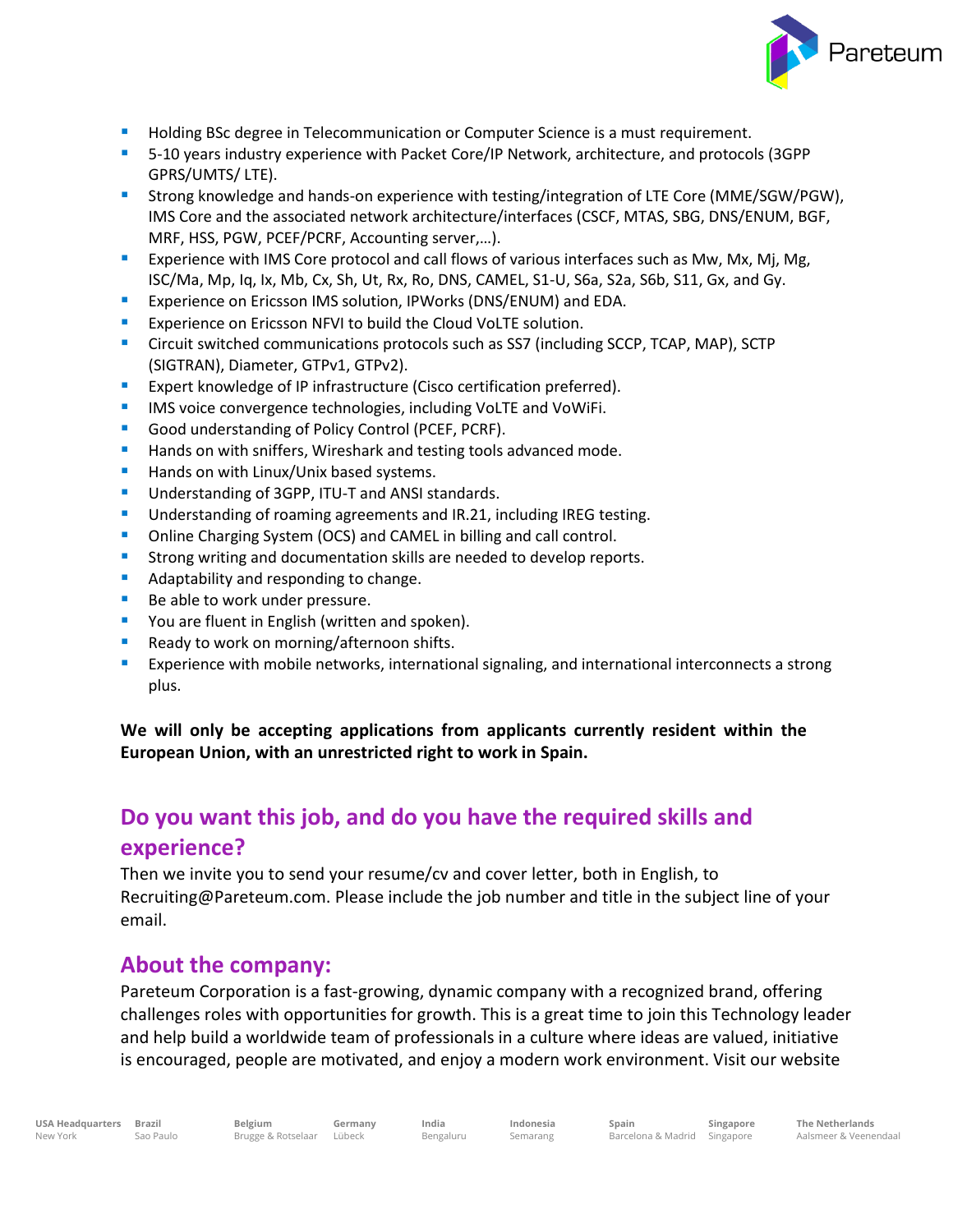- Holding BSc degree in Telecommunication or Computer Science is a must requirement.
- 5-10 years industry experience with Packet Core/IP Network, architecture, and protocols (3GPP GPRS/UMTS/ LTE).
- Strong knowledge and hands-on experience with testing/integration of LTE Core (MME/SGW/PGW), IMS Core and the associated network architecture/interfaces (CSCF, MTAS, SBG, DNS/ENUM, BGF, MRF, HSS, PGW, PCEF/PCRF, Accounting server,…).
- Experience with IMS Core protocol and call flows of various interfaces such as Mw, Mx, Mj, Mg, ISC/Ma, Mp, Iq, Ix, Mb, Cx, Sh, Ut, Rx, Ro, DNS, CAMEL, S1-U, S6a, S2a, S6b, S11, Gx, and Gy.
- Experience on Ericsson IMS solution, IPWorks (DNS/ENUM) and EDA.
- Experience on Ericsson NFVI to build the Cloud VoLTE solution.
- Circuit switched communications protocols such as SS7 (including SCCP, TCAP, MAP), SCTP (SIGTRAN), Diameter, GTPv1, GTPv2).
- Expert knowledge of IP infrastructure (Cisco certification preferred).
- IMS voice convergence technologies, including VoLTE and VoWiFi.
- Good understanding of Policy Control (PCEF, PCRF).
- Hands on with sniffers, Wireshark and testing tools advanced mode.
- Hands on with Linux/Unix based systems.
- Understanding of 3GPP, ITU-T and ANSI standards.
- Understanding of roaming agreements and IR.21, including IREG testing.
- Online Charging System (OCS) and CAMEL in billing and call control.
- Strong writing and documentation skills are needed to develop reports.
- Adaptability and responding to change.
- Be able to work under pressure.
- You are fluent in English (written and spoken).
- Ready to work on morning/afternoon shifts.
- Experience with mobile networks, international signaling, and international interconnects a strong plus.

**We will only be accepting applications from applicants currently resident within the European Union, with an unrestricted right to work in Spain.**

## Do you want this job, and do you have the required skills and experience?

Then we invite you to send your resume/cv and cover letter, both in English, to Recruiting@Pareteum.com. Please include the job number and title in the subject line of your email.

## About the company:

Pareteum Corporation is a fast-growing, dynamic company with a recognized brand, offering challenges roles with opportunities for growth. This is a great time to join this Technology leader and help build a worldwide team of professionals in a culture where ideas are valued, initiative is encouraged, people are motivated, and enjoy a modern work environment. Visit our website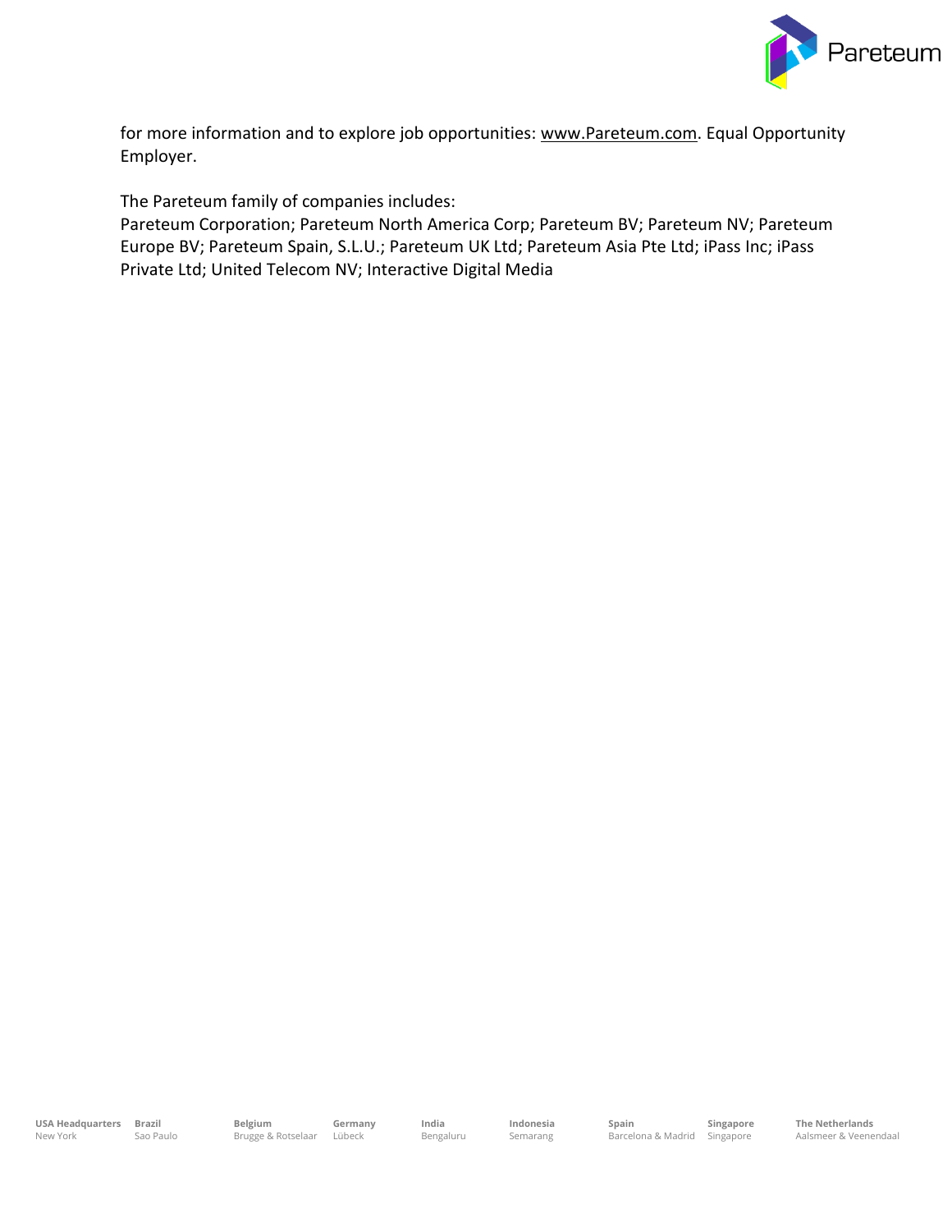for more information and to explore job opportunities: www.Pareteum.com. Equal Opportunity Employer.

The Pareteum family of companies includes:
Pareteum Corporation; Pareteum North America Corp; Pareteum BV; Pareteum NV; Pareteum Europe BV; Pareteum Spain, S.L.U.; Pareteum UK Ltd; Pareteum Asia Pte Ltd; iPass Inc; iPass Private Ltd; United Telecom NV; Interactive Digital Media